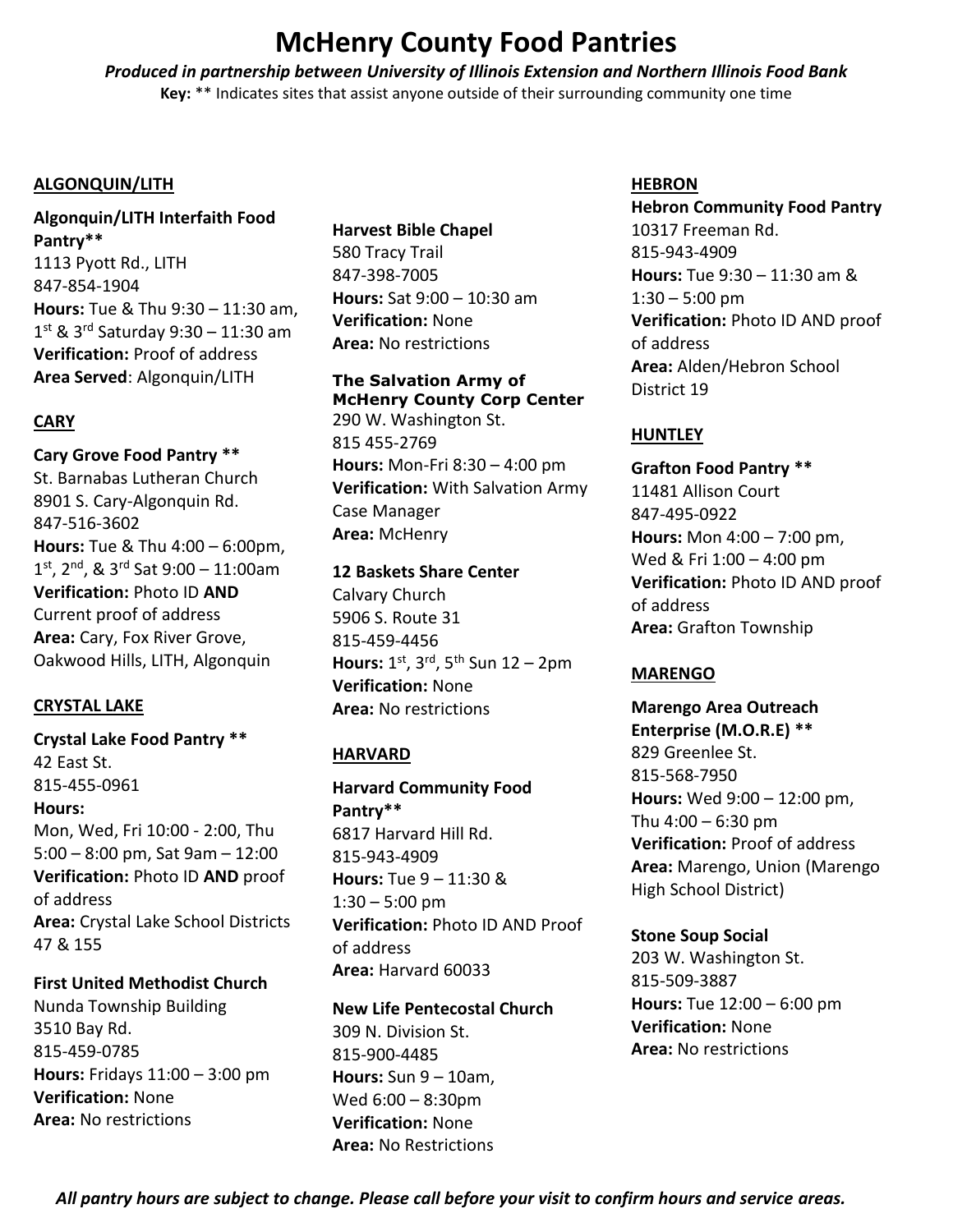# McHenry County Food Pantries

***Produced in partnership between University of Illinois Extension and Northern Illinois Food Bank***

**Key:** ** Indicates sites that assist anyone outside of their surrounding community one time

## ALGONQUIN/LITH

**Algonquin/LITH Interfaith Food Pantry****
1113 Pyott Rd., LITH
847-854-1904
**Hours:** Tue & Thu 9:30 – 11:30 am, 1st & 3rd Saturday 9:30 – 11:30 am
**Verification:** Proof of address
**Area Served**: Algonquin/LITH

## CARY

**Cary Grove Food Pantry ****
St. Barnabas Lutheran Church
8901 S. Cary-Algonquin Rd.
847-516-3602
**Hours:** Tue & Thu 4:00 – 6:00pm, 1st, 2nd, & 3rd Sat 9:00 – 11:00am
**Verification:** Photo ID **AND** Current proof of address
**Area:** Cary, Fox River Grove, Oakwood Hills, LITH, Algonquin

## CRYSTAL LAKE

**Crystal Lake Food Pantry ****
42 East St.
815-455-0961
**Hours:**
Mon, Wed, Fri 10:00 - 2:00, Thu 5:00 – 8:00 pm, Sat 9am – 12:00
**Verification:** Photo ID **AND** proof of address
**Area:** Crystal Lake School Districts 47 & 155

**First United Methodist Church**
Nunda Township Building
3510 Bay Rd.
815-459-0785
**Hours:** Fridays 11:00 – 3:00 pm
**Verification:** None
**Area:** No restrictions

**Harvest Bible Chapel**
580 Tracy Trail
847-398-7005
**Hours:** Sat 9:00 – 10:30 am
**Verification:** None
**Area:** No restrictions

**The Salvation Army of McHenry County Corp Center**
290 W. Washington St.
815 455-2769
**Hours:** Mon-Fri 8:30 – 4:00 pm
**Verification:** With Salvation Army Case Manager
**Area:** McHenry

**12 Baskets Share Center**
Calvary Church
5906 S. Route 31
815-459-4456
**Hours:** 1st, 3rd, 5th Sun 12 – 2pm
**Verification:** None
**Area:** No restrictions

## HARVARD

**Harvard Community Food Pantry****
6817 Harvard Hill Rd.
815-943-4909
**Hours:** Tue 9 – 11:30 & 1:30 – 5:00 pm
**Verification:** Photo ID AND Proof of address
**Area:** Harvard 60033

**New Life Pentecostal Church**
309 N. Division St.
815-900-4485
**Hours:** Sun 9 – 10am, Wed 6:00 – 8:30pm
**Verification:** None
**Area:** No Restrictions

## HEBRON

**Hebron Community Food Pantry**
10317 Freeman Rd.
815-943-4909
**Hours:** Tue 9:30 – 11:30 am & 1:30 – 5:00 pm
**Verification:** Photo ID AND proof of address
**Area:** Alden/Hebron School District 19

## HUNTLEY

**Grafton Food Pantry ****
11481 Allison Court
847-495-0922
**Hours:** Mon 4:00 – 7:00 pm, Wed & Fri 1:00 – 4:00 pm
**Verification:** Photo ID AND proof of address
**Area:** Grafton Township

## MARENGO

**Marengo Area Outreach Enterprise (M.O.R.E) ****
829 Greenlee St.
815-568-7950
**Hours:** Wed 9:00 – 12:00 pm, Thu 4:00 – 6:30 pm
**Verification:** Proof of address
**Area:** Marengo, Union (Marengo High School District)

**Stone Soup Social**
203 W. Washington St.
815-509-3887
**Hours:** Tue 12:00 – 6:00 pm
**Verification:** None
**Area:** No restrictions

***All pantry hours are subject to change. Please call before your visit to confirm hours and service areas.***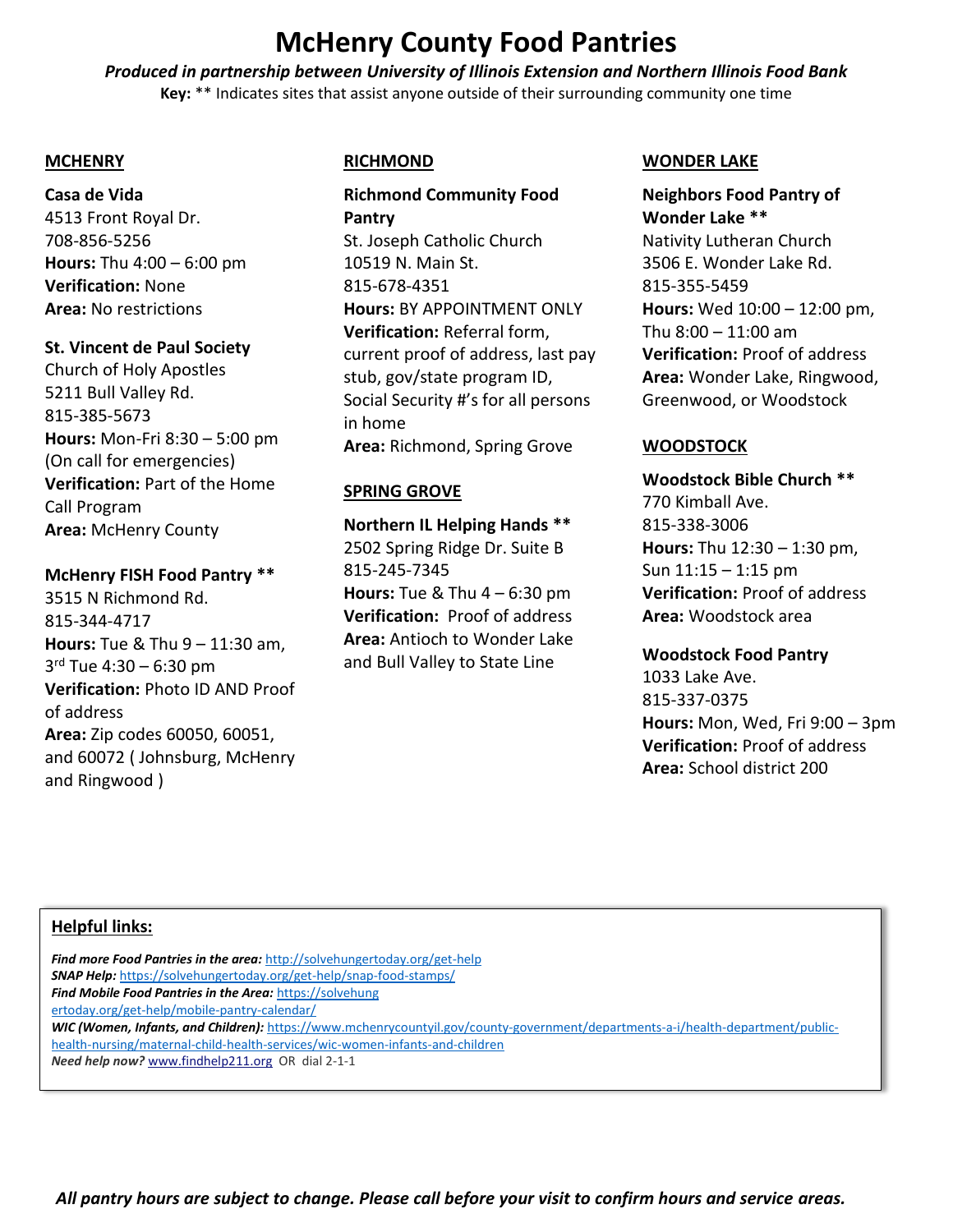# McHenry County Food Pantries

***Produced in partnership between University of Illinois Extension and Northern Illinois Food Bank***

**Key:** ** Indicates sites that assist anyone outside of their surrounding community one time

## MCHENRY

**Casa de Vida**
4513 Front Royal Dr.
708-856-5256
**Hours:** Thu 4:00 – 6:00 pm
**Verification:** None
**Area:** No restrictions

**St. Vincent de Paul Society**
Church of Holy Apostles
5211 Bull Valley Rd.
815-385-5673
**Hours:** Mon-Fri 8:30 – 5:00 pm (On call for emergencies)
**Verification:** Part of the Home Call Program
**Area:** McHenry County

**McHenry FISH Food Pantry ****
3515 N Richmond Rd.
815-344-4717
**Hours:** Tue & Thu 9 – 11:30 am, 3rd Tue 4:30 – 6:30 pm
**Verification:** Photo ID AND Proof of address
**Area:** Zip codes 60050, 60051, and 60072 ( Johnsburg, McHenry and Ringwood )

## RICHMOND

**Richmond Community Food Pantry**
St. Joseph Catholic Church
10519 N. Main St.
815-678-4351
**Hours:** BY APPOINTMENT ONLY
**Verification:** Referral form, current proof of address, last pay stub, gov/state program ID, Social Security #'s for all persons in home
**Area:** Richmond, Spring Grove

## SPRING GROVE

**Northern IL Helping Hands ****
2502 Spring Ridge Dr. Suite B
815-245-7345
**Hours:** Tue & Thu 4 – 6:30 pm
**Verification:** Proof of address
**Area:** Antioch to Wonder Lake and Bull Valley to State Line

## WONDER LAKE

**Neighbors Food Pantry of Wonder Lake ****
Nativity Lutheran Church
3506 E. Wonder Lake Rd.
815-355-5459
**Hours:** Wed 10:00 – 12:00 pm, Thu 8:00 – 11:00 am
**Verification:** Proof of address
**Area:** Wonder Lake, Ringwood, Greenwood, or Woodstock

## WOODSTOCK

**Woodstock Bible Church ****
770 Kimball Ave.
815-338-3006
**Hours:** Thu 12:30 – 1:30 pm, Sun 11:15 – 1:15 pm
**Verification:** Proof of address
**Area:** Woodstock area

**Woodstock Food Pantry**
1033 Lake Ave.
815-337-0375
**Hours:** Mon, Wed, Fri 9:00 – 3pm
**Verification:** Proof of address
**Area:** School district 200

### Helpful links:

***Find more Food Pantries in the area:*** http://solvehungertoday.org/get-help
***SNAP Help:*** https://solvehungertoday.org/get-help/snap-food-stamps/
***Find Mobile Food Pantries in the Area:*** https://solvehungertoday.org/get-help/mobile-pantry-calendar/
***WIC (Women, Infants, and Children):*** https://www.mchenrycountyil.gov/county-government/departments-a-i/health-department/public-health-nursing/maternal-child-health-services/wic-women-infants-and-children
***Need help now?*** www.findhelp211.org OR dial 2-1-1

***All pantry hours are subject to change. Please call before your visit to confirm hours and service areas.***